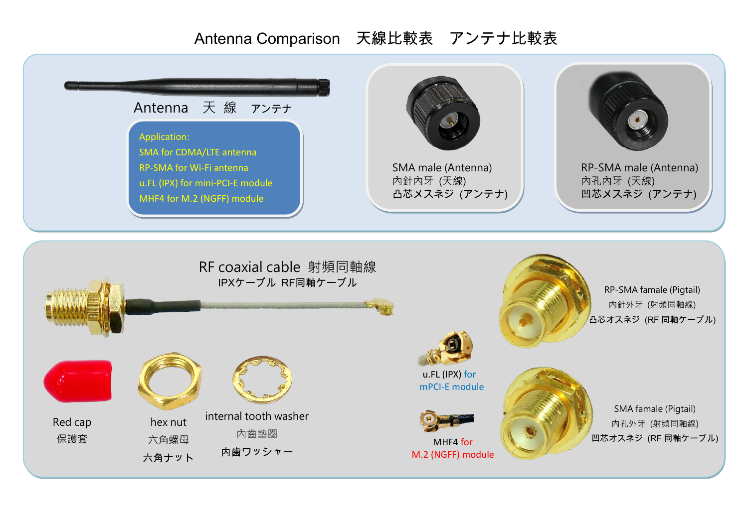# Antenna Comparison　天線比較表　アンテナ比較表

## Antenna　天 線　アンテナ

Application:

- SMA for CDMA/LTE antenna
- RP-SMA for Wi-Fi antenna
- u.FL (IPX) for mini-PCI-E module
- MHF4 for M.2 (NGFF) module

SMA male (Antenna)
內針內牙 (天線)
**凸芯メスネジ (アンテナ)**

RP-SMA male (Antenna)
內孔內牙 (天線)
**凹芯メスネジ (アンテナ)**

## RF coaxial cable 射頻同軸線

IPXケーブル RF同軸ケーブル

Red cap
保護套

hex nut
六角螺母
**六角ナット**

internal tooth washer
內齒墊圈
**內歯ワッシャー**

u.FL (IPX) for mPCI-E module

MHF4 for M.2 (NGFF) module

RP-SMA famale (Pigtail)
內針外牙 (射頻同軸線)
**凸芯オスネジ (RF 同軸ケーブル)**

SMA famale (Pigtail)
內孔外牙 (射頻同軸線)
**凹芯オスネジ (RF 同軸ケーブル)**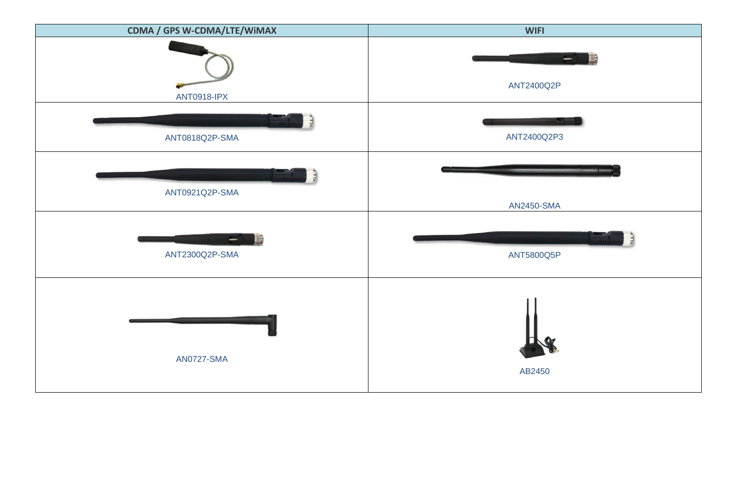| CDMA / GPS W-CDMA/LTE/WiMAX | WIFI |
|---|---|
| ANT0918-IPX | ANT2400Q2P |
| ANT0818Q2P-SMA | ANT2400Q2P3 |
| ANT0921Q2P-SMA | AN2450-SMA |
| ANT2300Q2P-SMA | ANT5800Q5P |
| AN0727-SMA | AB2450 |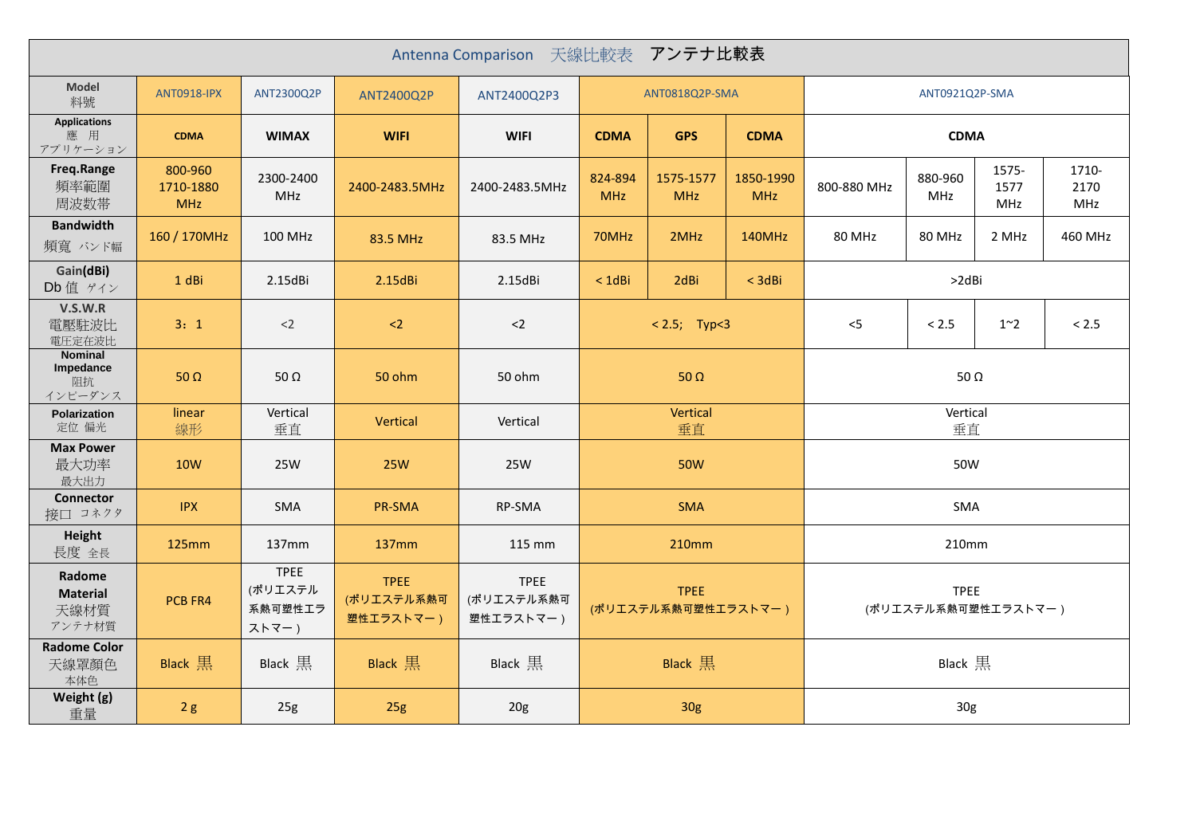# Antenna Comparison 天線比較表 アンテナ比較表

| Model 料號 | ANT0918-IPX | ANT2300Q2P | ANT2400Q2P | ANT2400Q2P3 | ANT0818Q2P-SMA | | | ANT0921Q2P-SMA | | | |
|---|---|---|---|---|---|---|---|---|---|---|---|
| Applications 應 用 アプリケーション | CDMA | WIMAX | WIFI | WIFI | CDMA | GPS | CDMA | CDMA | | | |
| Freq.Range 頻率範圍 周波数帯 | 800-960 1710-1880 MHz | 2300-2400 MHz | 2400-2483.5MHz | 2400-2483.5MHz | 824-894 MHz | 1575-1577 MHz | 1850-1990 MHz | 800-880 MHz | 880-960 MHz | 1575-1577 MHz | 1710-2170 MHz |
| Bandwidth 頻寬 バンド幅 | 160 / 170MHz | 100 MHz | 83.5 MHz | 83.5 MHz | 70MHz | 2MHz | 140MHz | 80 MHz | 80 MHz | 2 MHz | 460 MHz |
| Gain(dBi) Db 值 ゲイン | 1 dBi | 2.15dBi | 2.15dBi | 2.15dBi | < 1dBi | 2dBi | < 3dBi | >2dBi | | | |
| V.S.W.R 電壓駐波比 電圧定在波比 | 3：1 | <2 | <2 | <2 | < 2.5; Typ<3 | | | <5 | < 2.5 | 1~2 | < 2.5 |
| Nominal Impedance 阻抗 インピーダンス | 50 Ω | 50 Ω | 50 ohm | 50 ohm | 50 Ω | | | 50 Ω | | | |
| Polarization 定位 偏光 | linear 線形 | Vertical 垂直 | Vertical | Vertical | Vertical 垂直 | | | Vertical 垂直 | | | |
| Max Power 最大功率 最大出力 | 10W | 25W | 25W | 25W | 50W | | | 50W | | | |
| Connector 接口 コネクタ | IPX | SMA | PR-SMA | RP-SMA | SMA | | | SMA | | | |
| Height 長度 全長 | 125mm | 137mm | 137mm | 115 mm | 210mm | | | 210mm | | | |
| Radome Material 天線材質 アンテナ材質 | PCB FR4 | TPEE (ポリエステル系熱可塑性エラストマー） | TPEE (ポリエステル系熱可塑性エラストマー） | TPEE (ポリエステル系熱可塑性エラストマー） | TPEE (ポリエステル系熱可塑性エラストマー） | | | TPEE (ポリエステル系熱可塑性エラストマー） | | | |
| Radome Color 天線罩顏色 本体色 | Black 黒 | Black 黒 | Black 黒 | Black 黒 | Black 黒 | | | Black 黒 | | | |
| Weight (g) 重量 | 2 g | 25g | 25g | 20g | 30g | | | 30g | | | |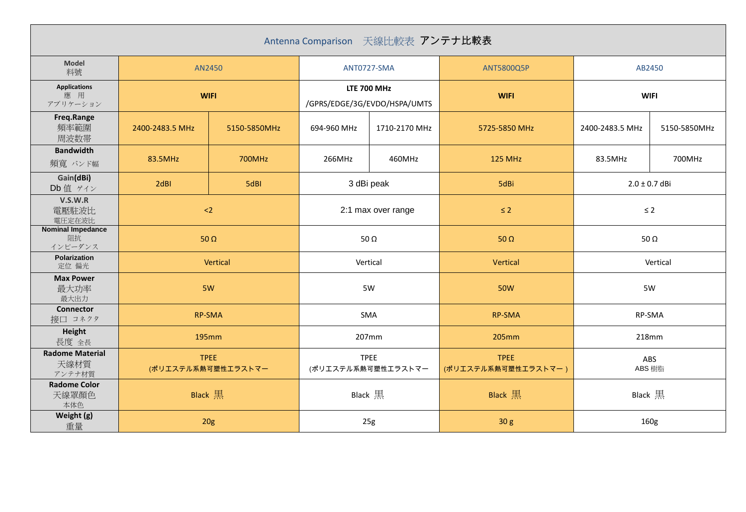# Antenna Comparison　天線比較表 アンテナ比較表

| Model 料號 | AN2450 | | ANT0727-SMA | | ANT5800Q5P | AB2450 | |
|---|---|---|---|---|---|---|---|
| Applications 應　用 アプリケーション | **WIFI** | | **LTE 700 MHz** /GPRS/EDGE/3G/EVDO/HSPA/UMTS | | **WIFI** | **WIFI** | |
| **Freq.Range** 頻率範圍 周波数帯 | 2400-2483.5 MHz | 5150-5850MHz | 694-960 MHz | 1710-2170 MHz | 5725-5850 MHz | 2400-2483.5 MHz | 5150-5850MHz |
| **Bandwidth** 頻寬 バンド幅 | 83.5MHz | 700MHz | 266MHz | 460MHz | 125 MHz | 83.5MHz | 700MHz |
| Gain(**dBi)** Db 值 ゲイン | 2dBI | 5dBI | 3 dBi peak | | 5dBi | 2.0 ± 0.7 dBi | |
| **V.S.W.R** 電壓駐波比 電圧定在波比 | <2 | | 2:1 max over range | | ≤ 2 | ≤ 2 | |
| **Nominal Impedance** 阻抗 インピーダンス | 50 Ω | | 50 Ω | | 50 Ω | 50 Ω | |
| **Polarization** 定位 偏光 | Vertical | | Vertical | | Vertical | Vertical | |
| **Max Power** 最大功率 最大出力 | 5W | | 5W | | 50W | 5W | |
| **Connector** 接口 コネクタ | RP-SMA | | SMA | | RP-SMA | RP-SMA | |
| **Height** 長度 全長 | 195mm | | 207mm | | 205mm | 218mm | |
| **Radome Material** 天線材質 アンテナ材質 | TPEE (ポリエステル系熱可塑性エラストマー | | TPEE (ポリエステル系熱可塑性エラストマー | | TPEE (ポリエステル系熱可塑性エラストマー ) | ABS ABS 樹脂 | |
| **Radome Color** 天線罩顏色 本体色 | Black 黒 | | Black 黒 | | Black 黒 | Black 黒 | |
| **Weight (g)** 重量 | 20g | | 25g | | 30 g | 160g | |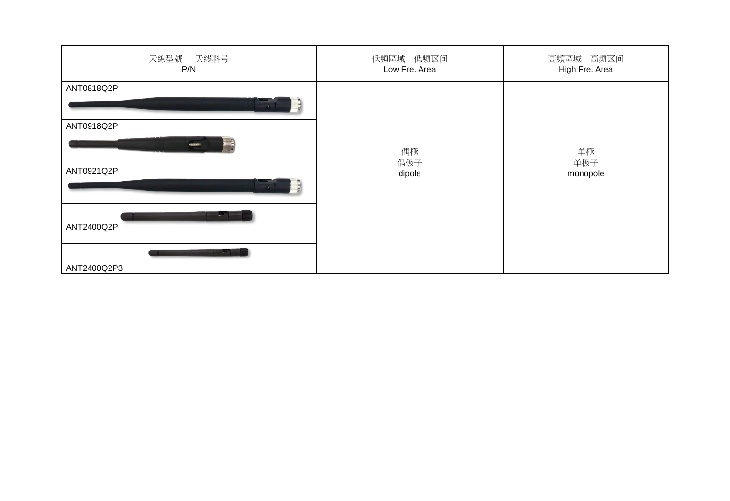| 天線型號　天线料号<br>P/N | 低頻區域　低频区间<br>Low Fre. Area | 高頻區域　高频区间<br>High Fre. Area |
| --- | --- | --- |
| ANT0818Q2P | 偶極<br>偶极子<br>dipole | 単極<br>单极子<br>monopole |
| ANT0918Q2P | | |
| ANT0921Q2P | | |
| ANT2400Q2P | | |
| ANT2400Q2P3 | | |